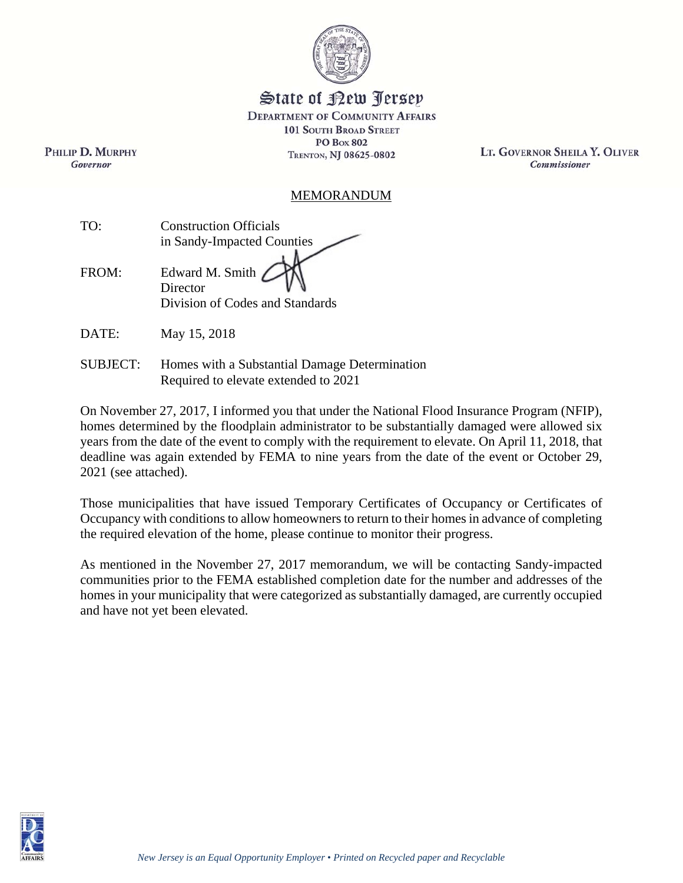State of New Jersey

DEPARTMENT OF COMMUNITY AFFAIRS
101 SOUTH BROAD STREET
PO BOX 802
TRENTON, NJ 08625-0802

PHILIP D. MURPHY
*Governor*

LT. GOVERNOR SHEILA Y. OLIVER
*Commissioner*

# MEMORANDUM

TO: Construction Officials
in Sandy-Impacted Counties

FROM: Edward M. Smith
Director
Division of Codes and Standards

DATE: May 15, 2018

SUBJECT: Homes with a Substantial Damage Determination
Required to elevate extended to 2021

On November 27, 2017, I informed you that under the National Flood Insurance Program (NFIP), homes determined by the floodplain administrator to be substantially damaged were allowed six years from the date of the event to comply with the requirement to elevate. On April 11, 2018, that deadline was again extended by FEMA to nine years from the date of the event or October 29, 2021 (see attached).

Those municipalities that have issued Temporary Certificates of Occupancy or Certificates of Occupancy with conditions to allow homeowners to return to their homes in advance of completing the required elevation of the home, please continue to monitor their progress.

As mentioned in the November 27, 2017 memorandum, we will be contacting Sandy-impacted communities prior to the FEMA established completion date for the number and addresses of the homes in your municipality that were categorized as substantially damaged, are currently occupied and have not yet been elevated.

*New Jersey is an Equal Opportunity Employer • Printed on Recycled paper and Recyclable*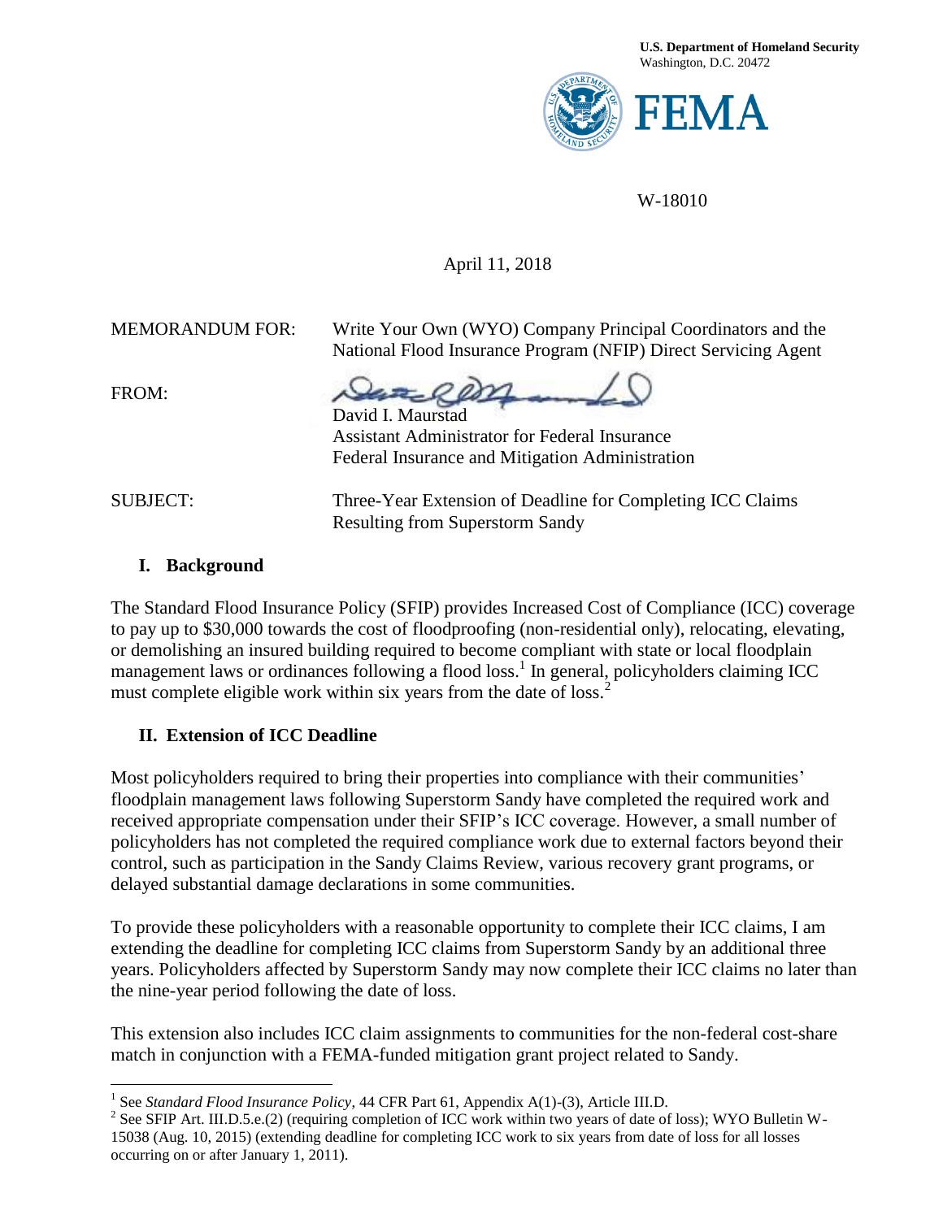U.S. Department of Homeland Security
Washington, D.C. 20472

FEMA

W-18010

April 11, 2018

MEMORANDUM FOR: Write Your Own (WYO) Company Principal Coordinators and the National Flood Insurance Program (NFIP) Direct Servicing Agent

FROM: David I. Maurstad
Assistant Administrator for Federal Insurance
Federal Insurance and Mitigation Administration

SUBJECT: Three-Year Extension of Deadline for Completing ICC Claims Resulting from Superstorm Sandy

## I. Background

The Standard Flood Insurance Policy (SFIP) provides Increased Cost of Compliance (ICC) coverage to pay up to $30,000 towards the cost of floodproofing (non-residential only), relocating, elevating, or demolishing an insured building required to become compliant with state or local floodplain management laws or ordinances following a flood loss.[1] In general, policyholders claiming ICC must complete eligible work within six years from the date of loss.[2]

## II. Extension of ICC Deadline

Most policyholders required to bring their properties into compliance with their communities' floodplain management laws following Superstorm Sandy have completed the required work and received appropriate compensation under their SFIP's ICC coverage. However, a small number of policyholders has not completed the required compliance work due to external factors beyond their control, such as participation in the Sandy Claims Review, various recovery grant programs, or delayed substantial damage declarations in some communities.

To provide these policyholders with a reasonable opportunity to complete their ICC claims, I am extending the deadline for completing ICC claims from Superstorm Sandy by an additional three years. Policyholders affected by Superstorm Sandy may now complete their ICC claims no later than the nine-year period following the date of loss.

This extension also includes ICC claim assignments to communities for the non-federal cost-share match in conjunction with a FEMA-funded mitigation grant project related to Sandy.

---

[1] See *Standard Flood Insurance Policy*, 44 CFR Part 61, Appendix A(1)-(3), Article III.D.

[2] See SFIP Art. III.D.5.e.(2) (requiring completion of ICC work within two years of date of loss); WYO Bulletin W-15038 (Aug. 10, 2015) (extending deadline for completing ICC work to six years from date of loss for all losses occurring on or after January 1, 2011).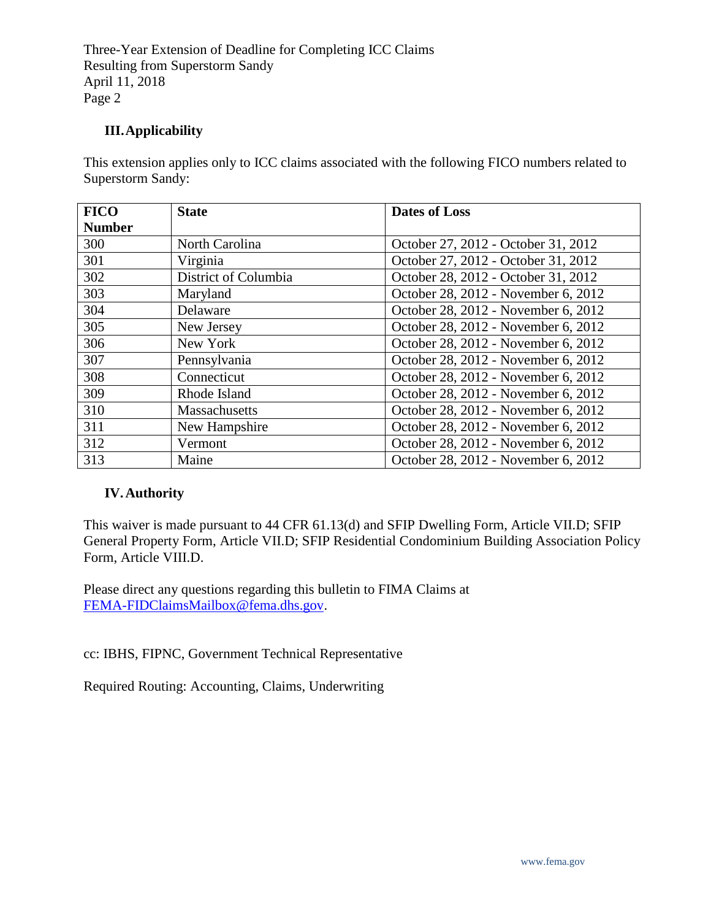### III. Applicability

This extension applies only to ICC claims associated with the following FICO numbers related to Superstorm Sandy:

| FICO Number | State | Dates of Loss |
|---|---|---|
| 300 | North Carolina | October 27, 2012 - October 31, 2012 |
| 301 | Virginia | October 27, 2012 - October 31, 2012 |
| 302 | District of Columbia | October 28, 2012 - October 31, 2012 |
| 303 | Maryland | October 28, 2012 - November 6, 2012 |
| 304 | Delaware | October 28, 2012 - November 6, 2012 |
| 305 | New Jersey | October 28, 2012 - November 6, 2012 |
| 306 | New York | October 28, 2012 - November 6, 2012 |
| 307 | Pennsylvania | October 28, 2012 - November 6, 2012 |
| 308 | Connecticut | October 28, 2012 - November 6, 2012 |
| 309 | Rhode Island | October 28, 2012 - November 6, 2012 |
| 310 | Massachusetts | October 28, 2012 - November 6, 2012 |
| 311 | New Hampshire | October 28, 2012 - November 6, 2012 |
| 312 | Vermont | October 28, 2012 - November 6, 2012 |
| 313 | Maine | October 28, 2012 - November 6, 2012 |

### IV. Authority

This waiver is made pursuant to 44 CFR 61.13(d) and SFIP Dwelling Form, Article VII.D; SFIP General Property Form, Article VII.D; SFIP Residential Condominium Building Association Policy Form, Article VIII.D.

Please direct any questions regarding this bulletin to FIMA Claims at FEMA-FIDClaimsMailbox@fema.dhs.gov.

cc: IBHS, FIPNC, Government Technical Representative

Required Routing: Accounting, Claims, Underwriting